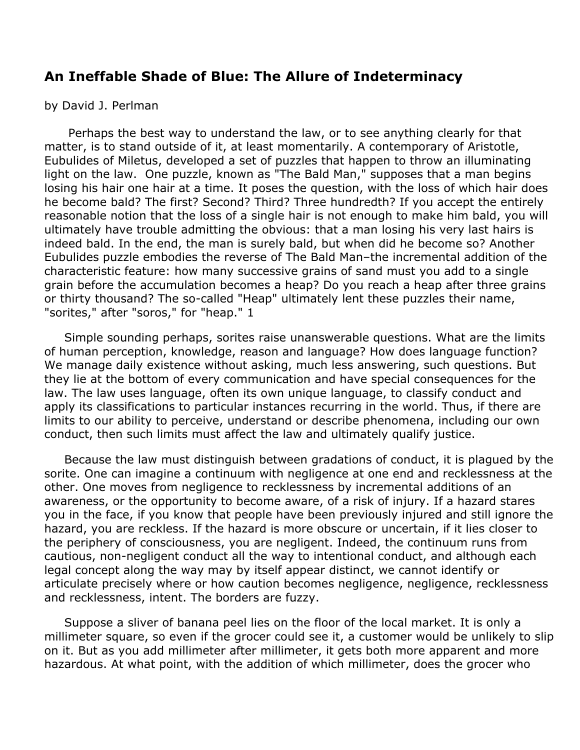## An Ineffable Shade of Blue: The Allure of Indeterminacy

by David J. Perlman

Perhaps the best way to understand the law, or to see anything clearly for that matter, is to stand outside of it, at least momentarily. A contemporary of Aristotle, Eubulides of Miletus, developed a set of puzzles that happen to throw an illuminating light on the law. One puzzle, known as "The Bald Man," supposes that a man begins losing his hair one hair at a time. It poses the question, with the loss of which hair does he become bald? The first? Second? Third? Three hundredth? If you accept the entirely reasonable notion that the loss of a single hair is not enough to make him bald, you will ultimately have trouble admitting the obvious: that a man losing his very last hairs is indeed bald. In the end, the man is surely bald, but when did he become so? Another Eubulides puzzle embodies the reverse of The Bald Man–the incremental addition of the characteristic feature: how many successive grains of sand must you add to a single grain before the accumulation becomes a heap? Do you reach a heap after three grains or thirty thousand? The so-called "Heap" ultimately lent these puzzles their name, "sorites," after "soros," for "heap." 1

Simple sounding perhaps, sorites raise unanswerable questions. What are the limits of human perception, knowledge, reason and language? How does language function? We manage daily existence without asking, much less answering, such questions. But they lie at the bottom of every communication and have special consequences for the law. The law uses language, often its own unique language, to classify conduct and apply its classifications to particular instances recurring in the world. Thus, if there are limits to our ability to perceive, understand or describe phenomena, including our own conduct, then such limits must affect the law and ultimately qualify justice.

Because the law must distinguish between gradations of conduct, it is plagued by the sorite. One can imagine a continuum with negligence at one end and recklessness at the other. One moves from negligence to recklessness by incremental additions of an awareness, or the opportunity to become aware, of a risk of injury. If a hazard stares you in the face, if you know that people have been previously injured and still ignore the hazard, you are reckless. If the hazard is more obscure or uncertain, if it lies closer to the periphery of consciousness, you are negligent. Indeed, the continuum runs from cautious, non-negligent conduct all the way to intentional conduct, and although each legal concept along the way may by itself appear distinct, we cannot identify or articulate precisely where or how caution becomes negligence, negligence, recklessness and recklessness, intent. The borders are fuzzy.

Suppose a sliver of banana peel lies on the floor of the local market. It is only a millimeter square, so even if the grocer could see it, a customer would be unlikely to slip on it. But as you add millimeter after millimeter, it gets both more apparent and more hazardous. At what point, with the addition of which millimeter, does the grocer who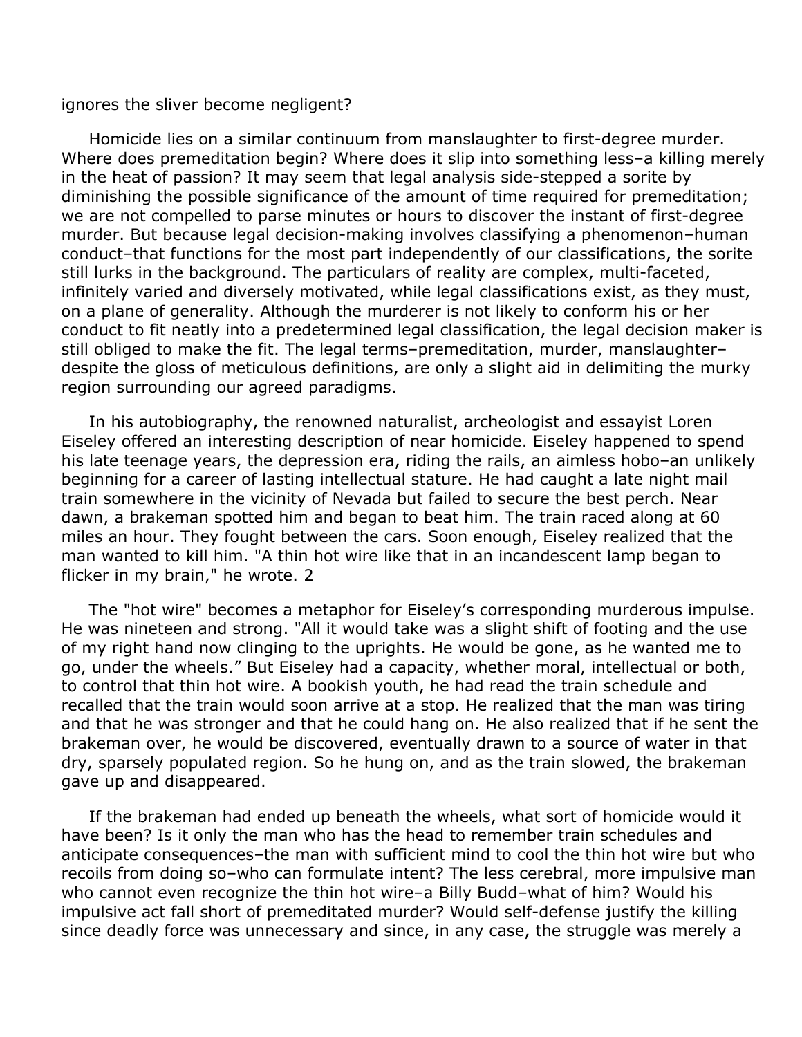ignores the sliver become negligent?

Homicide lies on a similar continuum from manslaughter to first-degree murder. Where does premeditation begin? Where does it slip into something less–a killing merely in the heat of passion? It may seem that legal analysis side-stepped a sorite by diminishing the possible significance of the amount of time required for premeditation; we are not compelled to parse minutes or hours to discover the instant of first-degree murder. But because legal decision-making involves classifying a phenomenon–human conduct–that functions for the most part independently of our classifications, the sorite still lurks in the background. The particulars of reality are complex, multi-faceted, infinitely varied and diversely motivated, while legal classifications exist, as they must, on a plane of generality. Although the murderer is not likely to conform his or her conduct to fit neatly into a predetermined legal classification, the legal decision maker is still obliged to make the fit. The legal terms–premeditation, murder, manslaughter–despite the gloss of meticulous definitions, are only a slight aid in delimiting the murky region surrounding our agreed paradigms.

In his autobiography, the renowned naturalist, archeologist and essayist Loren Eiseley offered an interesting description of near homicide. Eiseley happened to spend his late teenage years, the depression era, riding the rails, an aimless hobo–an unlikely beginning for a career of lasting intellectual stature. He had caught a late night mail train somewhere in the vicinity of Nevada but failed to secure the best perch. Near dawn, a brakeman spotted him and began to beat him. The train raced along at 60 miles an hour. They fought between the cars. Soon enough, Eiseley realized that the man wanted to kill him. "A thin hot wire like that in an incandescent lamp began to flicker in my brain," he wrote. 2

The "hot wire" becomes a metaphor for Eiseley's corresponding murderous impulse. He was nineteen and strong. "All it would take was a slight shift of footing and the use of my right hand now clinging to the uprights. He would be gone, as he wanted me to go, under the wheels." But Eiseley had a capacity, whether moral, intellectual or both, to control that thin hot wire. A bookish youth, he had read the train schedule and recalled that the train would soon arrive at a stop. He realized that the man was tiring and that he was stronger and that he could hang on. He also realized that if he sent the brakeman over, he would be discovered, eventually drawn to a source of water in that dry, sparsely populated region. So he hung on, and as the train slowed, the brakeman gave up and disappeared.

If the brakeman had ended up beneath the wheels, what sort of homicide would it have been? Is it only the man who has the head to remember train schedules and anticipate consequences–the man with sufficient mind to cool the thin hot wire but who recoils from doing so–who can formulate intent? The less cerebral, more impulsive man who cannot even recognize the thin hot wire–a Billy Budd–what of him? Would his impulsive act fall short of premeditated murder? Would self-defense justify the killing since deadly force was unnecessary and since, in any case, the struggle was merely a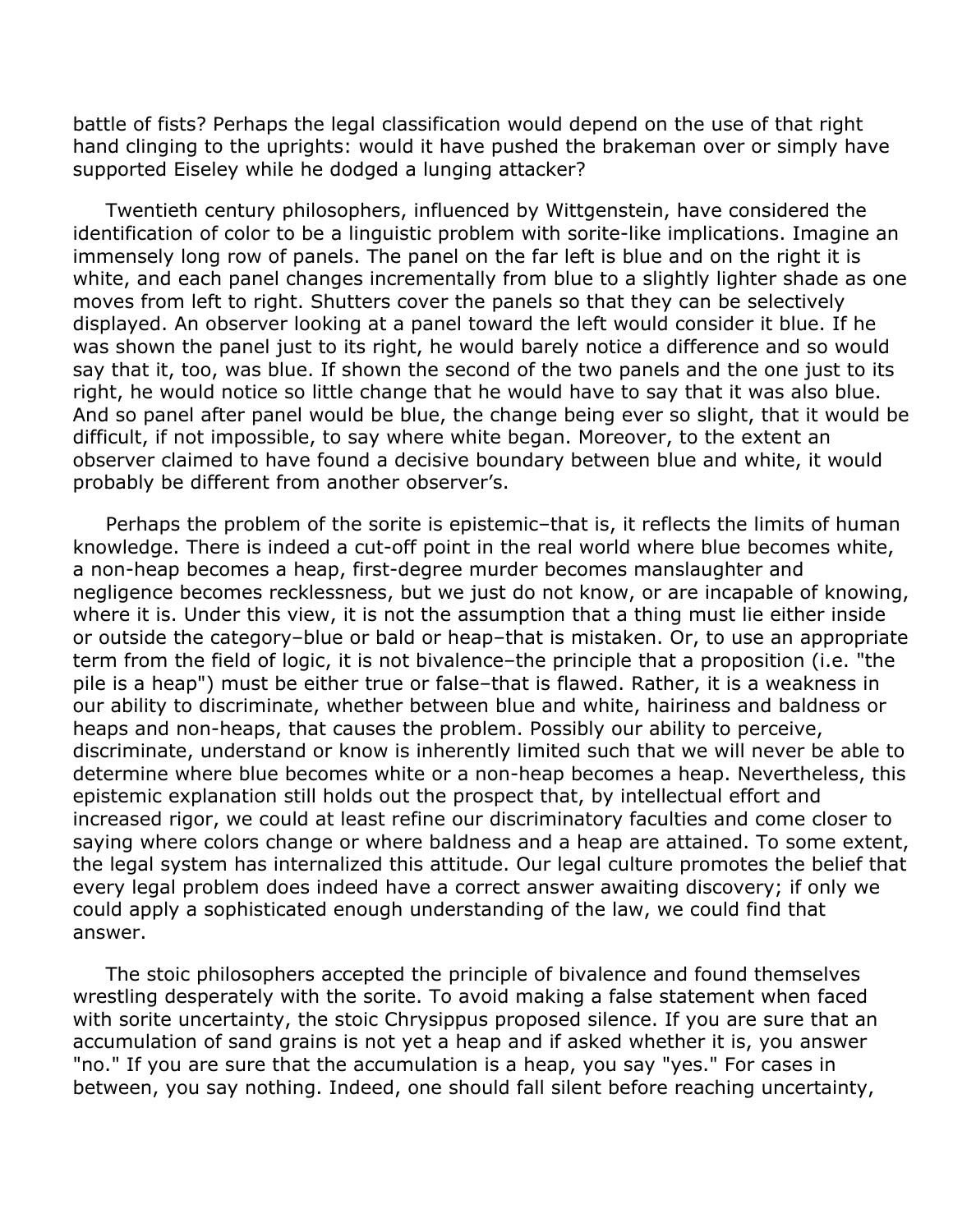battle of fists? Perhaps the legal classification would depend on the use of that right hand clinging to the uprights: would it have pushed the brakeman over or simply have supported Eiseley while he dodged a lunging attacker?

Twentieth century philosophers, influenced by Wittgenstein, have considered the identification of color to be a linguistic problem with sorite-like implications. Imagine an immensely long row of panels. The panel on the far left is blue and on the right it is white, and each panel changes incrementally from blue to a slightly lighter shade as one moves from left to right. Shutters cover the panels so that they can be selectively displayed. An observer looking at a panel toward the left would consider it blue. If he was shown the panel just to its right, he would barely notice a difference and so would say that it, too, was blue. If shown the second of the two panels and the one just to its right, he would notice so little change that he would have to say that it was also blue. And so panel after panel would be blue, the change being ever so slight, that it would be difficult, if not impossible, to say where white began. Moreover, to the extent an observer claimed to have found a decisive boundary between blue and white, it would probably be different from another observer's.

Perhaps the problem of the sorite is epistemic–that is, it reflects the limits of human knowledge. There is indeed a cut-off point in the real world where blue becomes white, a non-heap becomes a heap, first-degree murder becomes manslaughter and negligence becomes recklessness, but we just do not know, or are incapable of knowing, where it is. Under this view, it is not the assumption that a thing must lie either inside or outside the category–blue or bald or heap–that is mistaken. Or, to use an appropriate term from the field of logic, it is not bivalence–the principle that a proposition (i.e. "the pile is a heap") must be either true or false–that is flawed. Rather, it is a weakness in our ability to discriminate, whether between blue and white, hairiness and baldness or heaps and non-heaps, that causes the problem. Possibly our ability to perceive, discriminate, understand or know is inherently limited such that we will never be able to determine where blue becomes white or a non-heap becomes a heap. Nevertheless, this epistemic explanation still holds out the prospect that, by intellectual effort and increased rigor, we could at least refine our discriminatory faculties and come closer to saying where colors change or where baldness and a heap are attained. To some extent, the legal system has internalized this attitude. Our legal culture promotes the belief that every legal problem does indeed have a correct answer awaiting discovery; if only we could apply a sophisticated enough understanding of the law, we could find that answer.

The stoic philosophers accepted the principle of bivalence and found themselves wrestling desperately with the sorite. To avoid making a false statement when faced with sorite uncertainty, the stoic Chrysippus proposed silence. If you are sure that an accumulation of sand grains is not yet a heap and if asked whether it is, you answer "no." If you are sure that the accumulation is a heap, you say "yes." For cases in between, you say nothing. Indeed, one should fall silent before reaching uncertainty,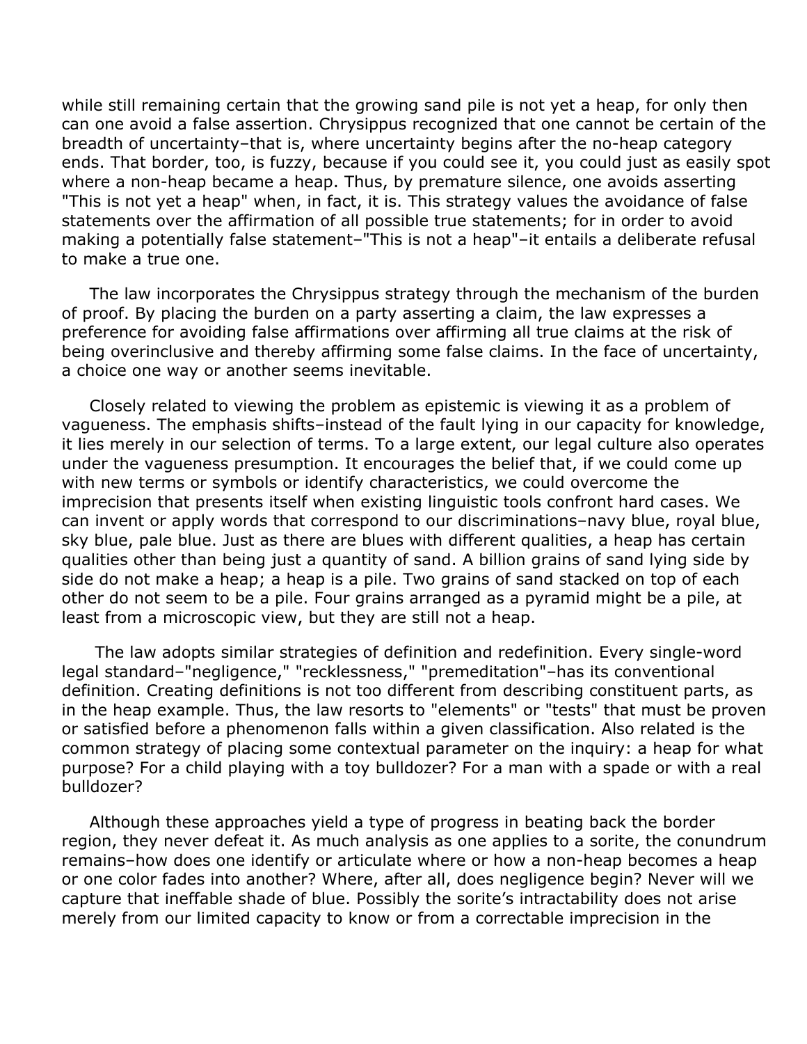while still remaining certain that the growing sand pile is not yet a heap, for only then can one avoid a false assertion. Chrysippus recognized that one cannot be certain of the breadth of uncertainty–that is, where uncertainty begins after the no-heap category ends. That border, too, is fuzzy, because if you could see it, you could just as easily spot where a non-heap became a heap. Thus, by premature silence, one avoids asserting "This is not yet a heap" when, in fact, it is. This strategy values the avoidance of false statements over the affirmation of all possible true statements; for in order to avoid making a potentially false statement–"This is not a heap"–it entails a deliberate refusal to make a true one.

The law incorporates the Chrysippus strategy through the mechanism of the burden of proof. By placing the burden on a party asserting a claim, the law expresses a preference for avoiding false affirmations over affirming all true claims at the risk of being overinclusive and thereby affirming some false claims. In the face of uncertainty, a choice one way or another seems inevitable.

Closely related to viewing the problem as epistemic is viewing it as a problem of vagueness. The emphasis shifts–instead of the fault lying in our capacity for knowledge, it lies merely in our selection of terms. To a large extent, our legal culture also operates under the vagueness presumption. It encourages the belief that, if we could come up with new terms or symbols or identify characteristics, we could overcome the imprecision that presents itself when existing linguistic tools confront hard cases. We can invent or apply words that correspond to our discriminations–navy blue, royal blue, sky blue, pale blue. Just as there are blues with different qualities, a heap has certain qualities other than being just a quantity of sand. A billion grains of sand lying side by side do not make a heap; a heap is a pile. Two grains of sand stacked on top of each other do not seem to be a pile. Four grains arranged as a pyramid might be a pile, at least from a microscopic view, but they are still not a heap.

The law adopts similar strategies of definition and redefinition. Every single-word legal standard–"negligence," "recklessness," "premeditation"–has its conventional definition. Creating definitions is not too different from describing constituent parts, as in the heap example. Thus, the law resorts to "elements" or "tests" that must be proven or satisfied before a phenomenon falls within a given classification. Also related is the common strategy of placing some contextual parameter on the inquiry: a heap for what purpose? For a child playing with a toy bulldozer? For a man with a spade or with a real bulldozer?

Although these approaches yield a type of progress in beating back the border region, they never defeat it. As much analysis as one applies to a sorite, the conundrum remains–how does one identify or articulate where or how a non-heap becomes a heap or one color fades into another? Where, after all, does negligence begin? Never will we capture that ineffable shade of blue. Possibly the sorite's intractability does not arise merely from our limited capacity to know or from a correctable imprecision in the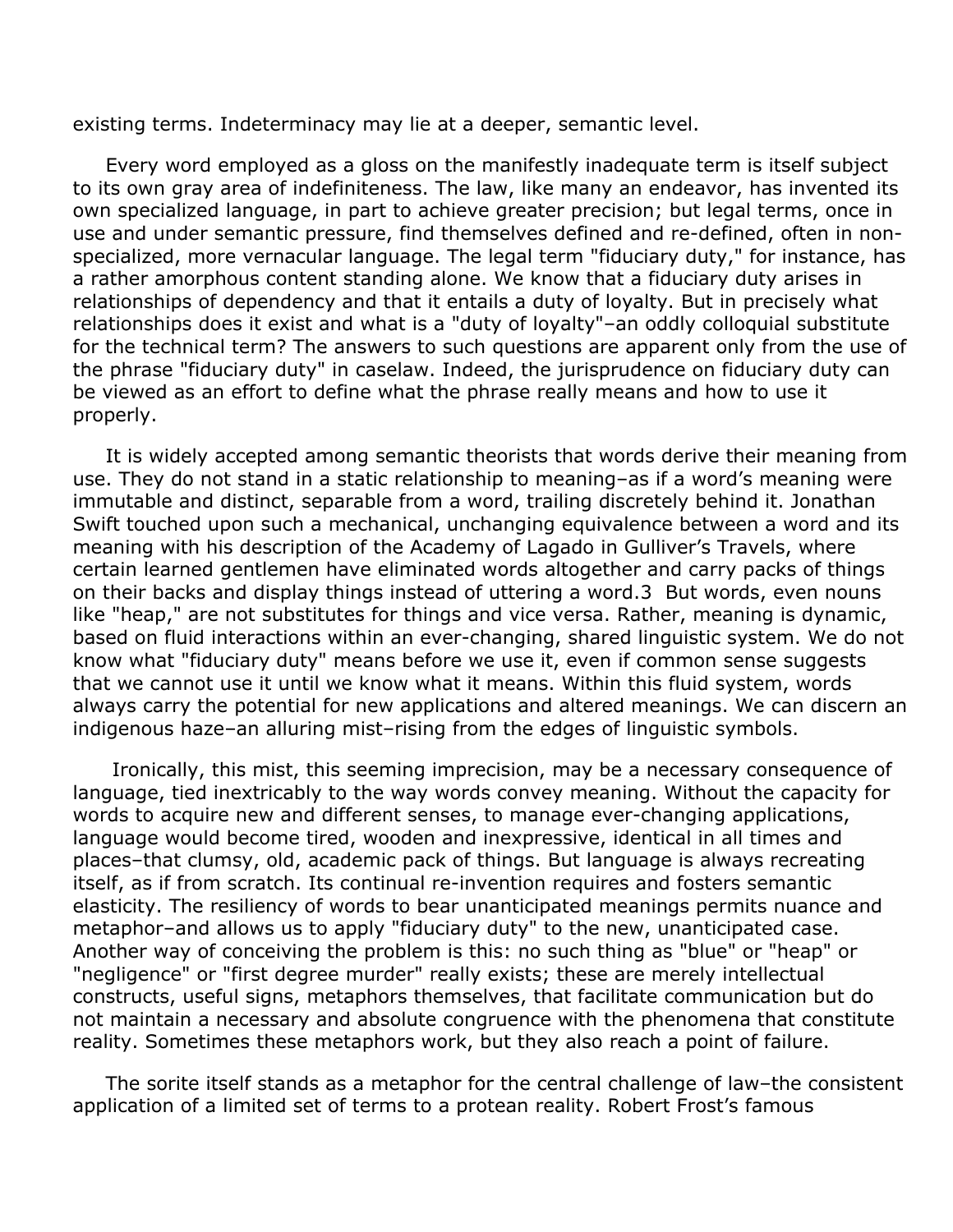existing terms. Indeterminacy may lie at a deeper, semantic level.

Every word employed as a gloss on the manifestly inadequate term is itself subject to its own gray area of indefiniteness. The law, like many an endeavor, has invented its own specialized language, in part to achieve greater precision; but legal terms, once in use and under semantic pressure, find themselves defined and re-defined, often in non-specialized, more vernacular language. The legal term "fiduciary duty," for instance, has a rather amorphous content standing alone. We know that a fiduciary duty arises in relationships of dependency and that it entails a duty of loyalty. But in precisely what relationships does it exist and what is a "duty of loyalty"–an oddly colloquial substitute for the technical term? The answers to such questions are apparent only from the use of the phrase "fiduciary duty" in caselaw. Indeed, the jurisprudence on fiduciary duty can be viewed as an effort to define what the phrase really means and how to use it properly.

It is widely accepted among semantic theorists that words derive their meaning from use. They do not stand in a static relationship to meaning–as if a word's meaning were immutable and distinct, separable from a word, trailing discretely behind it. Jonathan Swift touched upon such a mechanical, unchanging equivalence between a word and its meaning with his description of the Academy of Lagado in Gulliver's Travels, where certain learned gentlemen have eliminated words altogether and carry packs of things on their backs and display things instead of uttering a word.[3] But words, even nouns like "heap," are not substitutes for things and vice versa. Rather, meaning is dynamic, based on fluid interactions within an ever-changing, shared linguistic system. We do not know what "fiduciary duty" means before we use it, even if common sense suggests that we cannot use it until we know what it means. Within this fluid system, words always carry the potential for new applications and altered meanings. We can discern an indigenous haze–an alluring mist–rising from the edges of linguistic symbols.

Ironically, this mist, this seeming imprecision, may be a necessary consequence of language, tied inextricably to the way words convey meaning. Without the capacity for words to acquire new and different senses, to manage ever-changing applications, language would become tired, wooden and inexpressive, identical in all times and places–that clumsy, old, academic pack of things. But language is always recreating itself, as if from scratch. Its continual re-invention requires and fosters semantic elasticity. The resiliency of words to bear unanticipated meanings permits nuance and metaphor–and allows us to apply "fiduciary duty" to the new, unanticipated case. Another way of conceiving the problem is this: no such thing as "blue" or "heap" or "negligence" or "first degree murder" really exists; these are merely intellectual constructs, useful signs, metaphors themselves, that facilitate communication but do not maintain a necessary and absolute congruence with the phenomena that constitute reality. Sometimes these metaphors work, but they also reach a point of failure.

The sorite itself stands as a metaphor for the central challenge of law–the consistent application of a limited set of terms to a protean reality. Robert Frost's famous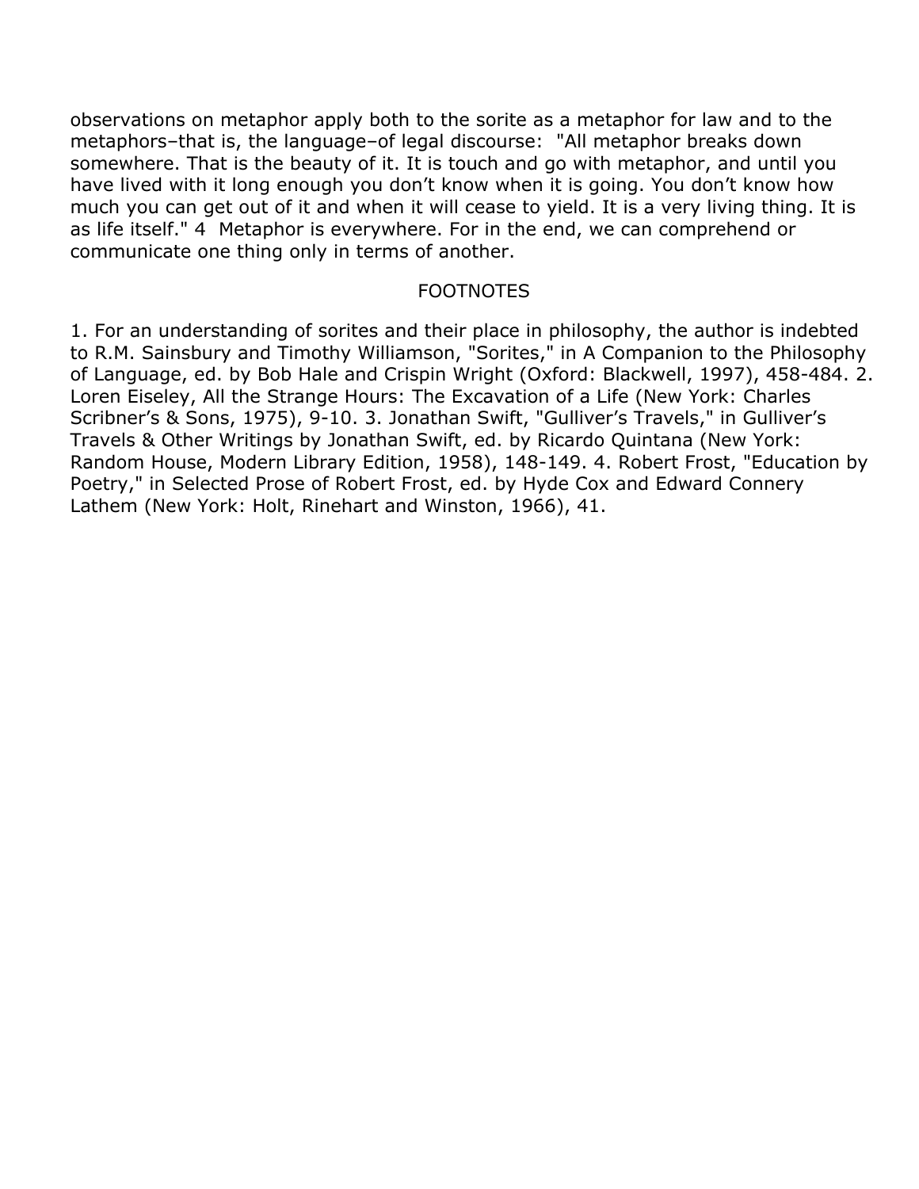observations on metaphor apply both to the sorite as a metaphor for law and to the metaphors–that is, the language–of legal discourse: "All metaphor breaks down somewhere. That is the beauty of it. It is touch and go with metaphor, and until you have lived with it long enough you don't know when it is going. You don't know how much you can get out of it and when it will cease to yield. It is a very living thing. It is as life itself." [4] Metaphor is everywhere. For in the end, we can comprehend or communicate one thing only in terms of another.

## FOOTNOTES

1. For an understanding of sorites and their place in philosophy, the author is indebted to R.M. Sainsbury and Timothy Williamson, "Sorites," in A Companion to the Philosophy of Language, ed. by Bob Hale and Crispin Wright (Oxford: Blackwell, 1997), 458-484. 2. Loren Eiseley, All the Strange Hours: The Excavation of a Life (New York: Charles Scribner's & Sons, 1975), 9-10. 3. Jonathan Swift, "Gulliver's Travels," in Gulliver's Travels & Other Writings by Jonathan Swift, ed. by Ricardo Quintana (New York: Random House, Modern Library Edition, 1958), 148-149. 4. Robert Frost, "Education by Poetry," in Selected Prose of Robert Frost, ed. by Hyde Cox and Edward Connery Lathem (New York: Holt, Rinehart and Winston, 1966), 41.